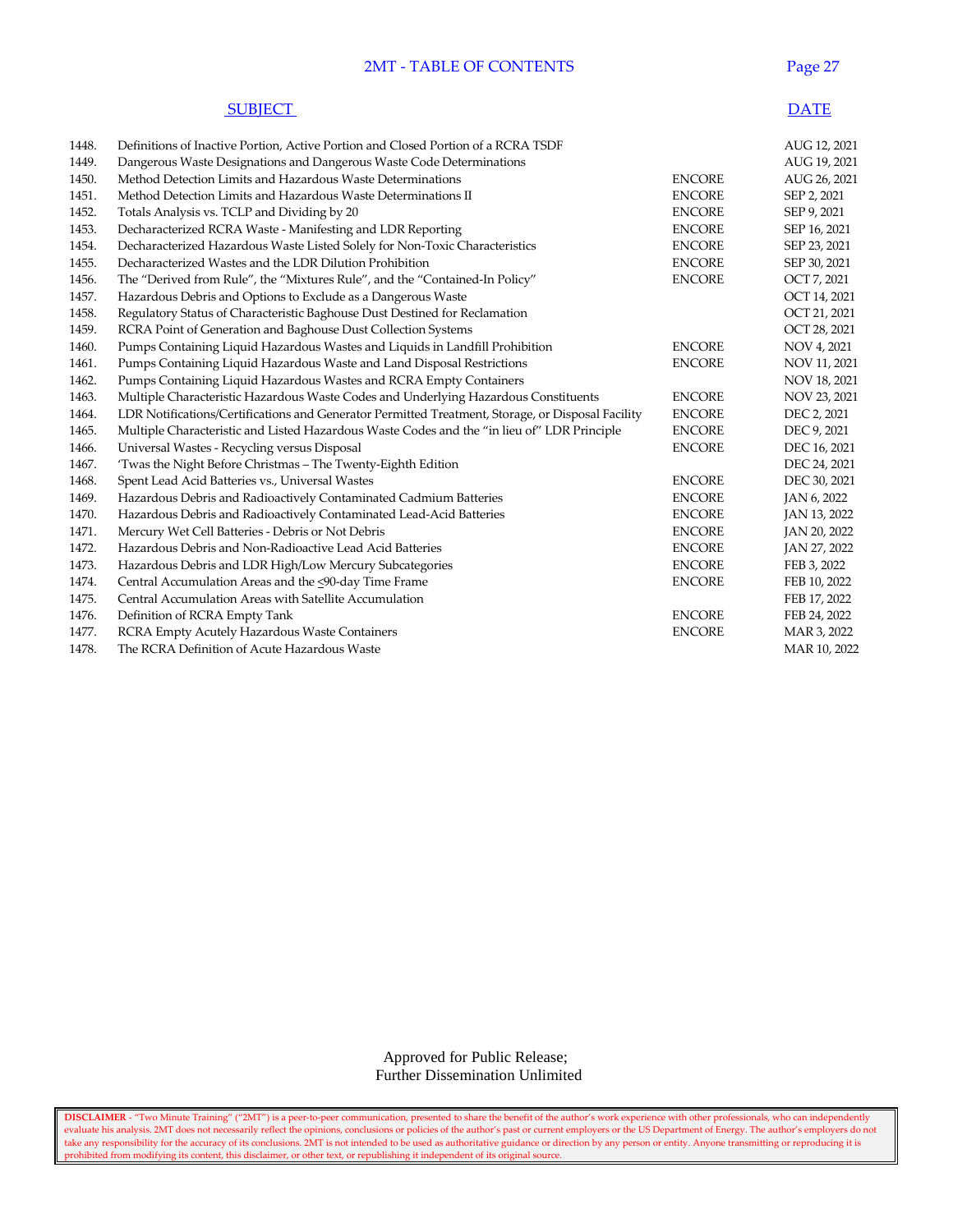# 2MT - TABLE OF CONTENTS

| | SUBJECT | | DATE |
|---|---|---|---|
| 1448. | Definitions of Inactive Portion, Active Portion and Closed Portion of a RCRA TSDF | | AUG 12, 2021 |
| 1449. | Dangerous Waste Designations and Dangerous Waste Code Determinations | | AUG 19, 2021 |
| 1450. | Method Detection Limits and Hazardous Waste Determinations | ENCORE | AUG 26, 2021 |
| 1451. | Method Detection Limits and Hazardous Waste Determinations II | ENCORE | SEP 2, 2021 |
| 1452. | Totals Analysis vs. TCLP and Dividing by 20 | ENCORE | SEP 9, 2021 |
| 1453. | Decharacterized RCRA Waste - Manifesting and LDR Reporting | ENCORE | SEP 16, 2021 |
| 1454. | Decharacterized Hazardous Waste Listed Solely for Non-Toxic Characteristics | ENCORE | SEP 23, 2021 |
| 1455. | Decharacterized Wastes and the LDR Dilution Prohibition | ENCORE | SEP 30, 2021 |
| 1456. | The "Derived from Rule", the "Mixtures Rule", and the "Contained-In Policy" | ENCORE | OCT 7, 2021 |
| 1457. | Hazardous Debris and Options to Exclude as a Dangerous Waste | | OCT 14, 2021 |
| 1458. | Regulatory Status of Characteristic Baghouse Dust Destined for Reclamation | | OCT 21, 2021 |
| 1459. | RCRA Point of Generation and Baghouse Dust Collection Systems | | OCT 28, 2021 |
| 1460. | Pumps Containing Liquid Hazardous Wastes and Liquids in Landfill Prohibition | ENCORE | NOV 4, 2021 |
| 1461. | Pumps Containing Liquid Hazardous Waste and Land Disposal Restrictions | ENCORE | NOV 11, 2021 |
| 1462. | Pumps Containing Liquid Hazardous Wastes and RCRA Empty Containers | | NOV 18, 2021 |
| 1463. | Multiple Characteristic Hazardous Waste Codes and Underlying Hazardous Constituents | ENCORE | NOV 23, 2021 |
| 1464. | LDR Notifications/Certifications and Generator Permitted Treatment, Storage, or Disposal Facility | ENCORE | DEC 2, 2021 |
| 1465. | Multiple Characteristic and Listed Hazardous Waste Codes and the "in lieu of" LDR Principle | ENCORE | DEC 9, 2021 |
| 1466. | Universal Wastes - Recycling versus Disposal | ENCORE | DEC 16, 2021 |
| 1467. | 'Twas the Night Before Christmas – The Twenty-Eighth Edition | | DEC 24, 2021 |
| 1468. | Spent Lead Acid Batteries vs., Universal Wastes | ENCORE | DEC 30, 2021 |
| 1469. | Hazardous Debris and Radioactively Contaminated Cadmium Batteries | ENCORE | JAN 6, 2022 |
| 1470. | Hazardous Debris and Radioactively Contaminated Lead-Acid Batteries | ENCORE | JAN 13, 2022 |
| 1471. | Mercury Wet Cell Batteries - Debris or Not Debris | ENCORE | JAN 20, 2022 |
| 1472. | Hazardous Debris and Non-Radioactive Lead Acid Batteries | ENCORE | JAN 27, 2022 |
| 1473. | Hazardous Debris and LDR High/Low Mercury Subcategories | ENCORE | FEB 3, 2022 |
| 1474. | Central Accumulation Areas and the ≤90-day Time Frame | ENCORE | FEB 10, 2022 |
| 1475. | Central Accumulation Areas with Satellite Accumulation | | FEB 17, 2022 |
| 1476. | Definition of RCRA Empty Tank | ENCORE | FEB 24, 2022 |
| 1477. | RCRA Empty Acutely Hazardous Waste Containers | ENCORE | MAR 3, 2022 |
| 1478. | The RCRA Definition of Acute Hazardous Waste | | MAR 10, 2022 |

Approved for Public Release;
Further Dissemination Unlimited

**DISCLAIMER** - "Two Minute Training" ("2MT") is a peer-to-peer communication, presented to share the benefit of the author's work experience with other professionals, who can independently evaluate his analysis. 2MT does not necessarily reflect the opinions, conclusions or policies of the author's past or current employers or the US Department of Energy. The author's employers do not take any responsibility for the accuracy of its conclusions. 2MT is not intended to be used as authoritative guidance or direction by any person or entity. Anyone transmitting or reproducing it is prohibited from modifying its content, this disclaimer, or other text, or republishing it independent of its original source.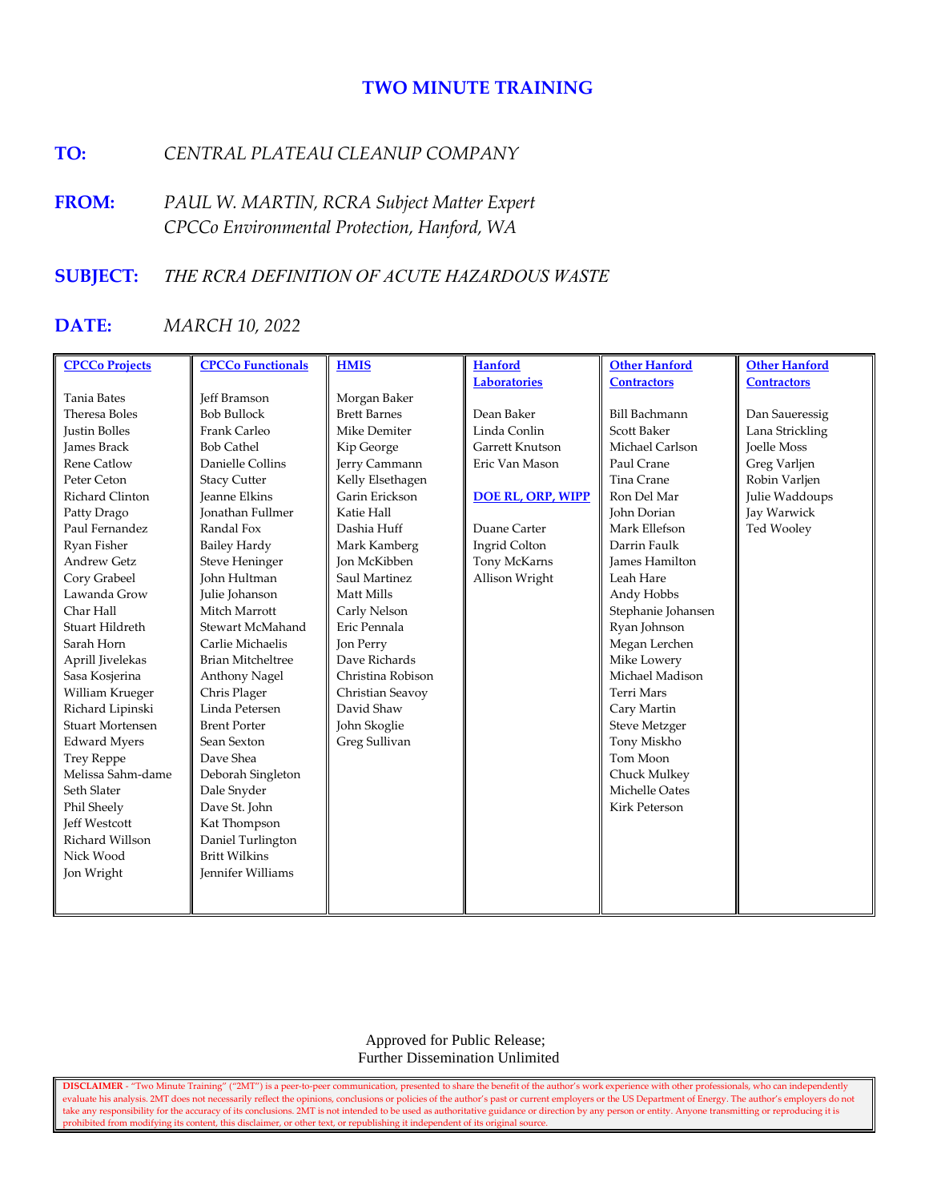# TWO MINUTE TRAINING

**TO:** *CENTRAL PLATEAU CLEANUP COMPANY*

**FROM:** *PAUL W. MARTIN, RCRA Subject Matter Expert*
*CPCCo Environmental Protection, Hanford, WA*

**SUBJECT:** *THE RCRA DEFINITION OF ACUTE HAZARDOUS WASTE*

**DATE:** *MARCH 10, 2022*

| CPCCo Projects | CPCCo Functionals | HMIS | Hanford Laboratories | Other Hanford Contractors | Other Hanford Contractors |
|---|---|---|---|---|---|
| Tania Bates | Jeff Bramson | Morgan Baker | Dean Baker | Bill Bachmann | Dan Saueressig |
| Theresa Boles | Bob Bullock | Brett Barnes | Linda Conlin | Scott Baker | Lana Strickling |
| Justin Bolles | Frank Carleo | Mike Demiter | Garrett Knutson | Michael Carlson | Joelle Moss |
| James Brack | Bob Cathel | Kip George | Eric Van Mason | Paul Crane | Greg Varljen |
| Rene Catlow | Danielle Collins | Jerry Cammann | | Tina Crane | Robin Varljen |
| Peter Ceton | Stacy Cutter | Kelly Elsethagen | **DOE RL, ORP, WIPP** | Ron Del Mar | Julie Waddoups |
| Richard Clinton | Jeanne Elkins | Garin Erickson | | John Dorian | Jay Warwick |
| Patty Drago | Jonathan Fullmer | Katie Hall | Duane Carter | Mark Ellefson | Ted Wooley |
| Paul Fernandez | Randal Fox | Dashia Huff | Ingrid Colton | Darrin Faulk | |
| Ryan Fisher | Bailey Hardy | Mark Kamberg | Tony McKarns | James Hamilton | |
| Andrew Getz | Steve Heninger | Jon McKibben | Allison Wright | Leah Hare | |
| Cory Grabeel | John Hultman | Saul Martinez | | Andy Hobbs | |
| Lawanda Grow | Julie Johanson | Matt Mills | | Stephanie Johansen | |
| Char Hall | Mitch Marrott | Carly Nelson | | Ryan Johnson | |
| Stuart Hildreth | Stewart McMahand | Eric Pennala | | Megan Lerchen | |
| Sarah Horn | Carlie Michaelis | Jon Perry | | Mike Lowery | |
| Aprill Jivelekas | Brian Mitcheltree | Dave Richards | | Michael Madison | |
| Sasa Kosjerina | Anthony Nagel | Christina Robison | | Terri Mars | |
| William Krueger | Chris Plager | Christian Seavoy | | Cary Martin | |
| Richard Lipinski | Linda Petersen | David Shaw | | Steve Metzger | |
| Stuart Mortensen | Brent Porter | John Skoglie | | Tony Miskho | |
| Edward Myers | Sean Sexton | Greg Sullivan | | Tom Moon | |
| Trey Reppe | Dave Shea | | | Chuck Mulkey | |
| Melissa Sahm-dame | Deborah Singleton | | | Michelle Oates | |
| Seth Slater | Dale Snyder | | | Kirk Peterson | |
| Phil Sheely | Dave St. John | | | | |
| Jeff Westcott | Kat Thompson | | | | |
| Richard Willson | Daniel Turlington | | | | |
| Nick Wood | Britt Wilkins | | | | |
| Jon Wright | Jennifer Williams | | | | |

Approved for Public Release;
Further Dissemination Unlimited

**DISCLAIMER** - "Two Minute Training" ("2MT") is a peer-to-peer communication, presented to share the benefit of the author's work experience with other professionals, who can independently evaluate his analysis. 2MT does not necessarily reflect the opinions, conclusions or policies of the author's past or current employers or the US Department of Energy. The author's employers do not take any responsibility for the accuracy of its conclusions. 2MT is not intended to be used as authoritative guidance or direction by any person or entity. Anyone transmitting or reproducing it is prohibited from modifying its content, this disclaimer, or other text, or republishing it independent of its original source.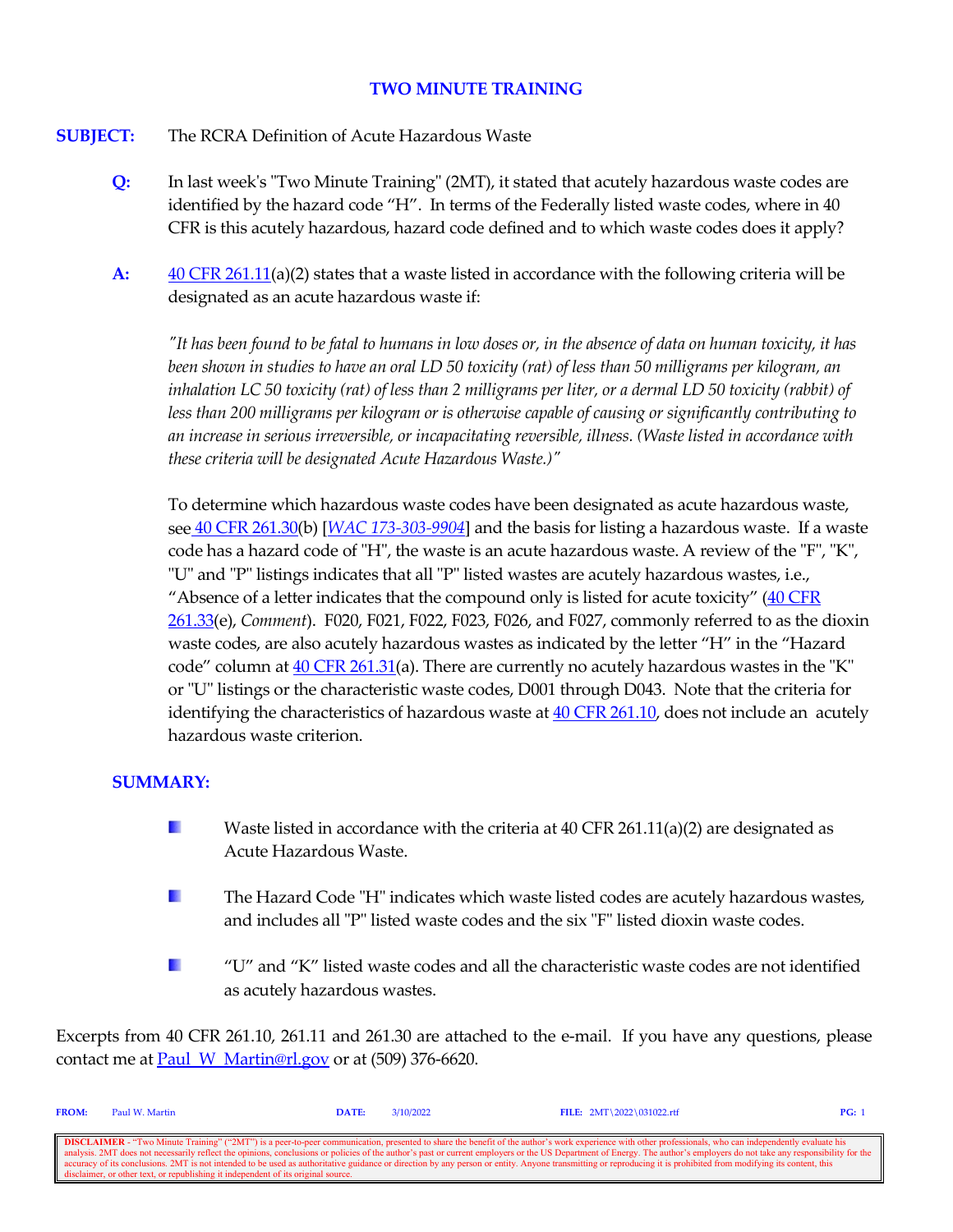# TWO MINUTE TRAINING

**SUBJECT:** The RCRA Definition of Acute Hazardous Waste

**Q:** In last week's "Two Minute Training" (2MT), it stated that acutely hazardous waste codes are identified by the hazard code "H". In terms of the Federally listed waste codes, where in 40 CFR is this acutely hazardous, hazard code defined and to which waste codes does it apply?

**A:** [40 CFR 261.11](40 CFR 261.11)(a)(2) states that a waste listed in accordance with the following criteria will be designated as an acute hazardous waste if:

*"It has been found to be fatal to humans in low doses or, in the absence of data on human toxicity, it has been shown in studies to have an oral LD 50 toxicity (rat) of less than 50 milligrams per kilogram, an inhalation LC 50 toxicity (rat) of less than 2 milligrams per liter, or a dermal LD 50 toxicity (rabbit) of less than 200 milligrams per kilogram or is otherwise capable of causing or significantly contributing to an increase in serious irreversible, or incapacitating reversible, illness. (Waste listed in accordance with these criteria will be designated Acute Hazardous Waste.)"*

To determine which hazardous waste codes have been designated as acute hazardous waste, see 40 CFR 261.30(b) [*WAC 173-303-9904*] and the basis for listing a hazardous waste. If a waste code has a hazard code of "H", the waste is an acute hazardous waste. A review of the "F", "K", "U" and "P" listings indicates that all "P" listed wastes are acutely hazardous wastes, i.e., "Absence of a letter indicates that the compound only is listed for acute toxicity" (40 CFR 261.33(e), *Comment*). F020, F021, F022, F023, F026, and F027, commonly referred to as the dioxin waste codes, are also acutely hazardous wastes as indicated by the letter "H" in the "Hazard code" column at 40 CFR 261.31(a). There are currently no acutely hazardous wastes in the "K" or "U" listings or the characteristic waste codes, D001 through D043. Note that the criteria for identifying the characteristics of hazardous waste at 40 CFR 261.10, does not include an acutely hazardous waste criterion.

## SUMMARY:

- Waste listed in accordance with the criteria at 40 CFR 261.11(a)(2) are designated as Acute Hazardous Waste.
- The Hazard Code "H" indicates which waste listed codes are acutely hazardous wastes, and includes all "P" listed waste codes and the six "F" listed dioxin waste codes.
- "U" and "K" listed waste codes and all the characteristic waste codes are not identified as acutely hazardous wastes.

Excerpts from 40 CFR 261.10, 261.11 and 261.30 are attached to the e-mail. If you have any questions, please contact me at Paul_W_Martin@rl.gov or at (509) 376-6620.

**FROM:** Paul W. Martin **DATE:** 3/10/2022 **FILE:** 2MT\2022\031022.rtf

**DISCLAIMER** - "Two Minute Training" ("2MT") is a peer-to-peer communication, presented to share the benefit of the author's work experience with other professionals, who can independently evaluate his analysis. 2MT does not necessarily reflect the opinions, conclusions or policies of the author's past or current employers or the US Department of Energy. The author's employers do not take any responsibility for the accuracy of its conclusions. 2MT is not intended to be used as authoritative guidance or direction by any person or entity. Anyone transmitting or reproducing it is prohibited from modifying its content, this disclaimer, or other text, or republishing it independent of its original source.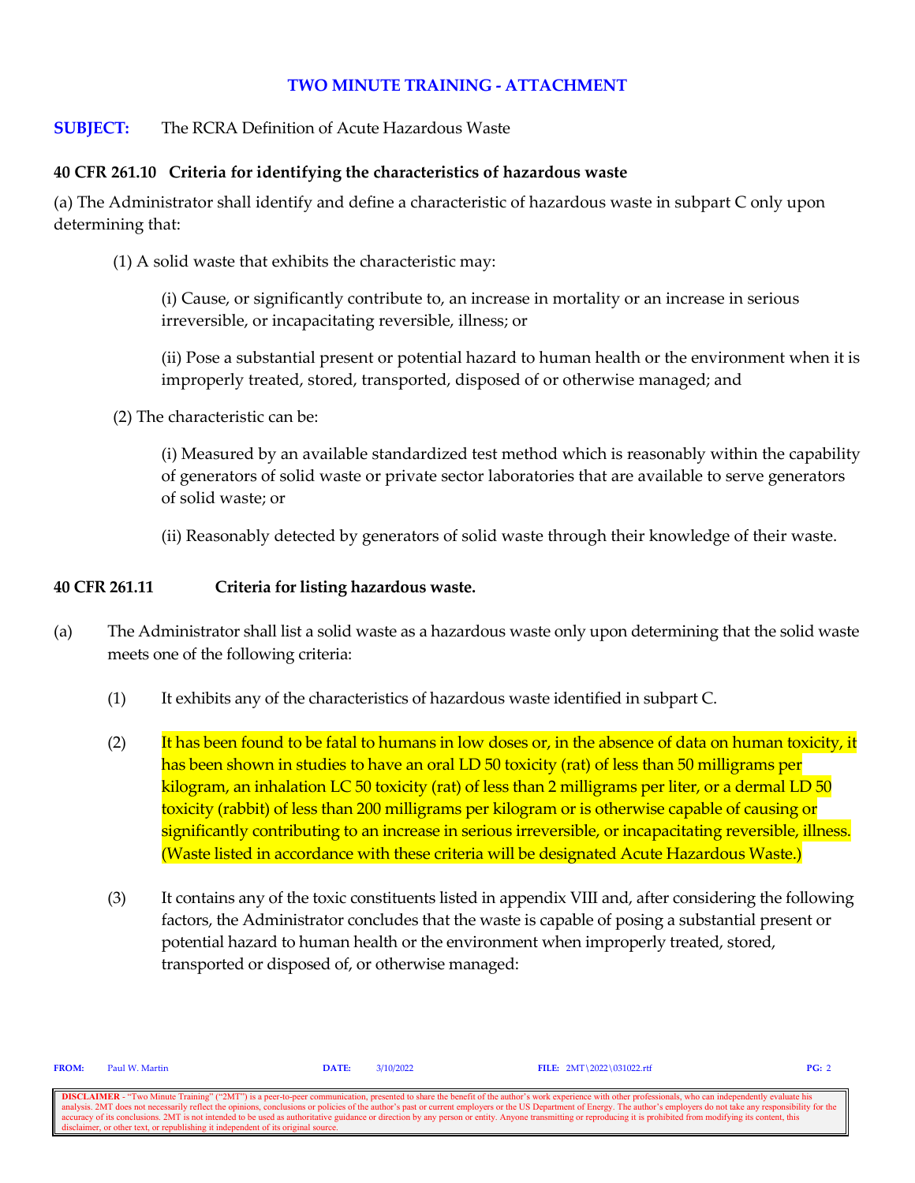**TWO MINUTE TRAINING - ATTACHMENT**

**SUBJECT:** The RCRA Definition of Acute Hazardous Waste

**40 CFR 261.10 Criteria for identifying the characteristics of hazardous waste**

(a) The Administrator shall identify and define a characteristic of hazardous waste in subpart C only upon determining that:

(1) A solid waste that exhibits the characteristic may:

(i) Cause, or significantly contribute to, an increase in mortality or an increase in serious irreversible, or incapacitating reversible, illness; or

(ii) Pose a substantial present or potential hazard to human health or the environment when it is improperly treated, stored, transported, disposed of or otherwise managed; and

(2) The characteristic can be:

(i) Measured by an available standardized test method which is reasonably within the capability of generators of solid waste or private sector laboratories that are available to serve generators of solid waste; or

(ii) Reasonably detected by generators of solid waste through their knowledge of their waste.

**40 CFR 261.11 Criteria for listing hazardous waste.**

(a) The Administrator shall list a solid waste as a hazardous waste only upon determining that the solid waste meets one of the following criteria:

(1) It exhibits any of the characteristics of hazardous waste identified in subpart C.

(2) It has been found to be fatal to humans in low doses or, in the absence of data on human toxicity, it has been shown in studies to have an oral LD 50 toxicity (rat) of less than 50 milligrams per kilogram, an inhalation LC 50 toxicity (rat) of less than 2 milligrams per liter, or a dermal LD 50 toxicity (rabbit) of less than 200 milligrams per kilogram or is otherwise capable of causing or significantly contributing to an increase in serious irreversible, or incapacitating reversible, illness. (Waste listed in accordance with these criteria will be designated Acute Hazardous Waste.)

(3) It contains any of the toxic constituents listed in appendix VIII and, after considering the following factors, the Administrator concludes that the waste is capable of posing a substantial present or potential hazard to human health or the environment when improperly treated, stored, transported or disposed of, or otherwise managed: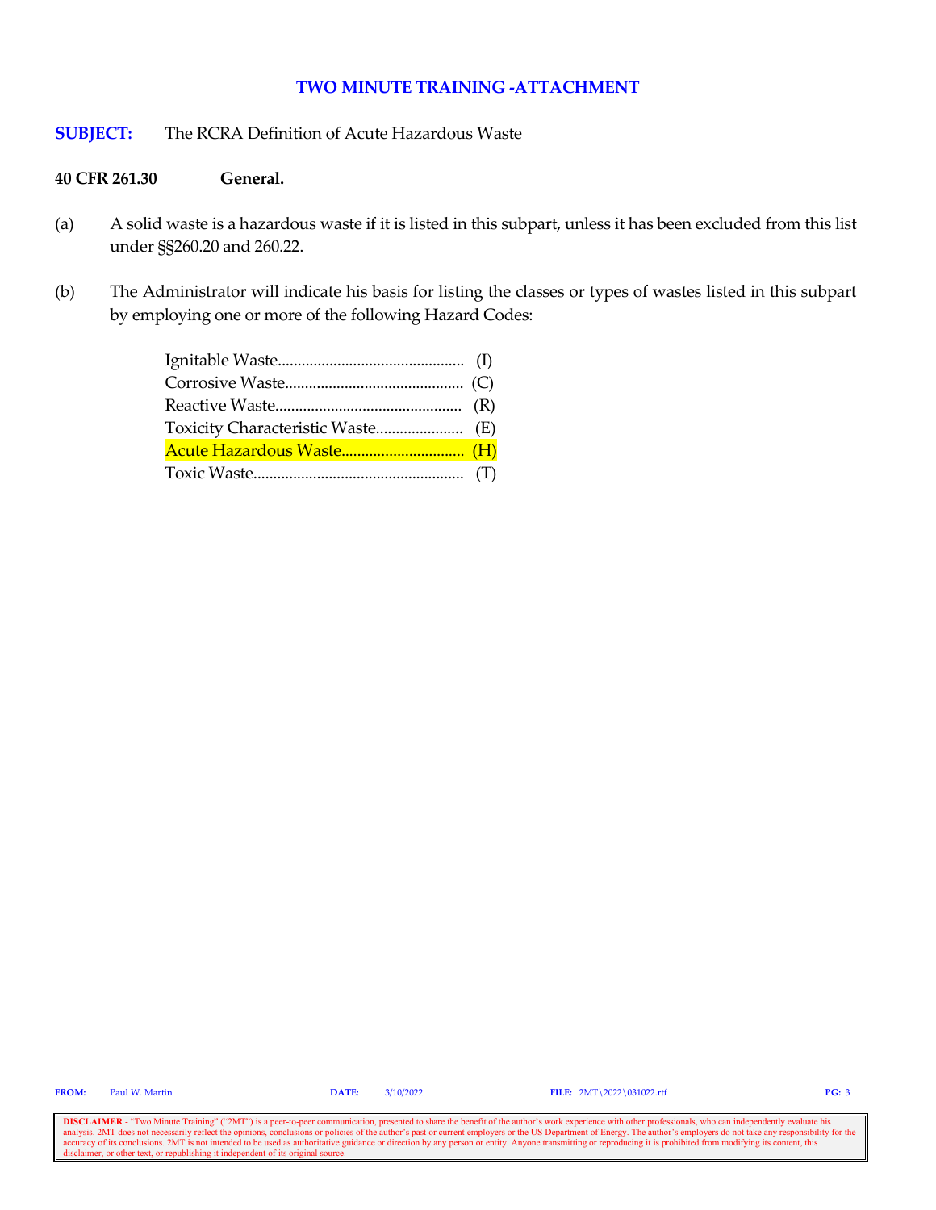# TWO MINUTE TRAINING -ATTACHMENT

**SUBJECT:** The RCRA Definition of Acute Hazardous Waste

**40 CFR 261.30 General.**

(a) A solid waste is a hazardous waste if it is listed in this subpart, unless it has been excluded from this list under §§260.20 and 260.22.

(b) The Administrator will indicate his basis for listing the classes or types of wastes listed in this subpart by employing one or more of the following Hazard Codes:

Ignitable Waste.............................................. (I)
Corrosive Waste............................................ (C)
Reactive Waste.............................................. (R)
Toxicity Characteristic Waste...................... (E)
Acute Hazardous Waste............................... (H)
Toxic Waste.................................................... (T)

**FROM:** Paul W. Martin **DATE:** 3/10/2022 **FILE:** 2MT\2022\031022.rtf

**DISCLAIMER** - "Two Minute Training" ("2MT") is a peer-to-peer communication, presented to share the benefit of the author's work experience with other professionals, who can independently evaluate his analysis. 2MT does not necessarily reflect the opinions, conclusions or policies of the author's past or current employers or the US Department of Energy. The author's employers do not take any responsibility for the accuracy of its conclusions. 2MT is not intended to be used as authoritative guidance or direction by any person or entity. Anyone transmitting or reproducing it is prohibited from modifying its content, this disclaimer, or other text, or republishing it independent of its original source.